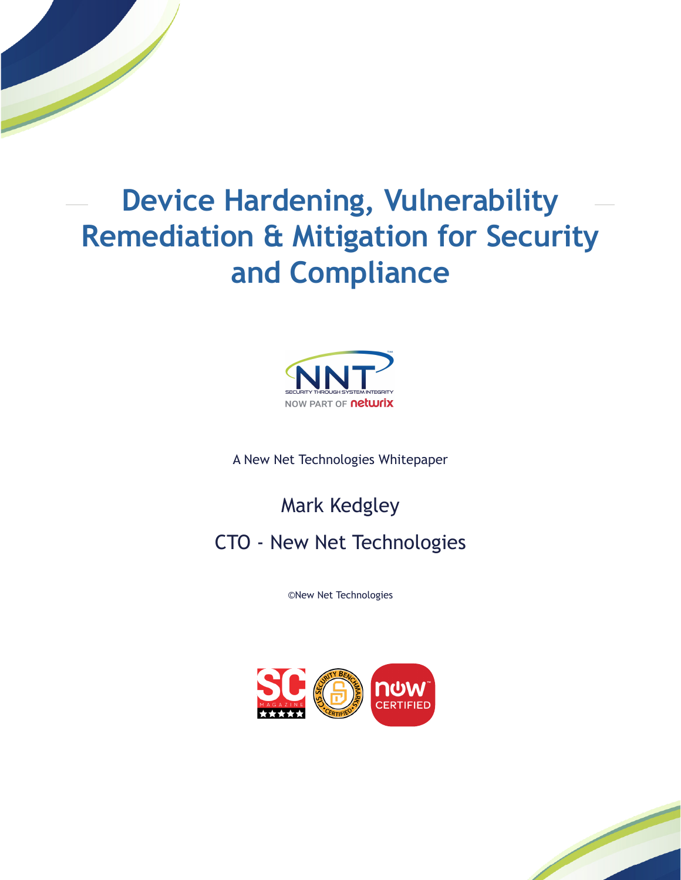# Device Hardening, Vulnerability Remediation & Mitigation for Security and Compliance

A New Net Technologies Whitepaper

Mark Kedgley

CTO - New Net Technologies

©New Net Technologies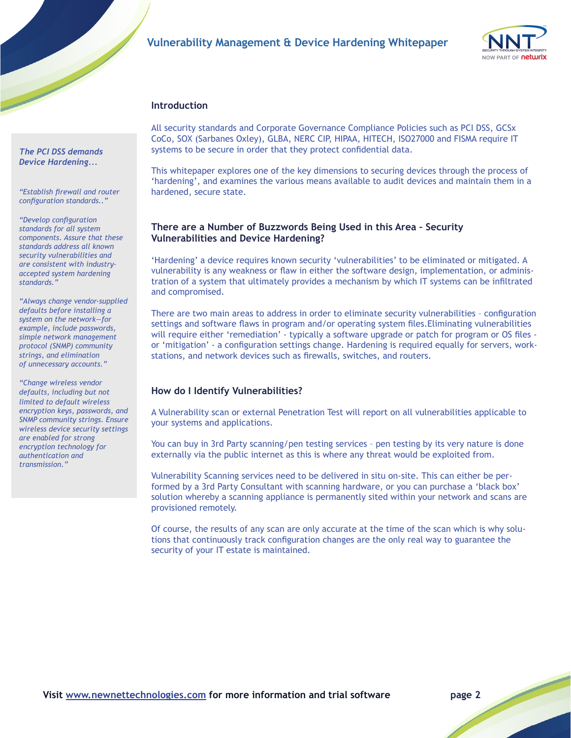## Introduction

All security standards and Corporate Governance Compliance Policies such as PCI DSS, GCSx CoCo, SOX (Sarbanes Oxley), GLBA, NERC CIP, HIPAA, HITECH, ISO27000 and FISMA require IT systems to be secure in order that they protect confidential data.

This whitepaper explores one of the key dimensions to securing devices through the process of 'hardening', and examines the various means available to audit devices and maintain them in a hardened, secure state.

> ***The PCI DSS demands Device Hardening...***
>
> *"Establish firewall and router configuration standards.."*
>
> *"Develop configuration standards for all system components. Assure that these standards address all known security vulnerabilities and are consistent with industry-accepted system hardening standards."*
>
> *"Always change vendor-supplied defaults before installing a system on the network—for example, include passwords, simple network management protocol (SNMP) community strings, and elimination of unnecessary accounts."*
>
> *"Change wireless vendor defaults, including but not limited to default wireless encryption keys, passwords, and SNMP community strings. Ensure wireless device security settings are enabled for strong encryption technology for authentication and transmission."*

## There are a Number of Buzzwords Being Used in this Area – Security Vulnerabilities and Device Hardening?

'Hardening' a device requires known security 'vulnerabilities' to be eliminated or mitigated. A vulnerability is any weakness or flaw in either the software design, implementation, or administration of a system that ultimately provides a mechanism by which IT systems can be infiltrated and compromised.

There are two main areas to address in order to eliminate security vulnerabilities – configuration settings and software flaws in program and/or operating system files.Eliminating vulnerabilities will require either 'remediation' - typically a software upgrade or patch for program or OS files - or 'mitigation' - a configuration settings change. Hardening is required equally for servers, workstations, and network devices such as firewalls, switches, and routers.

## How do I Identify Vulnerabilities?

A Vulnerability scan or external Penetration Test will report on all vulnerabilities applicable to your systems and applications.

You can buy in 3rd Party scanning/pen testing services – pen testing by its very nature is done externally via the public internet as this is where any threat would be exploited from.

Vulnerability Scanning services need to be delivered in situ on-site. This can either be performed by a 3rd Party Consultant with scanning hardware, or you can purchase a 'black box' solution whereby a scanning appliance is permanently sited within your network and scans are provisioned remotely.

Of course, the results of any scan are only accurate at the time of the scan which is why solutions that continuously track configuration changes are the only real way to guarantee the security of your IT estate is maintained.

**Visit [www.newnettechnologies.com](www.newnettechnologies.com) for more information and trial software**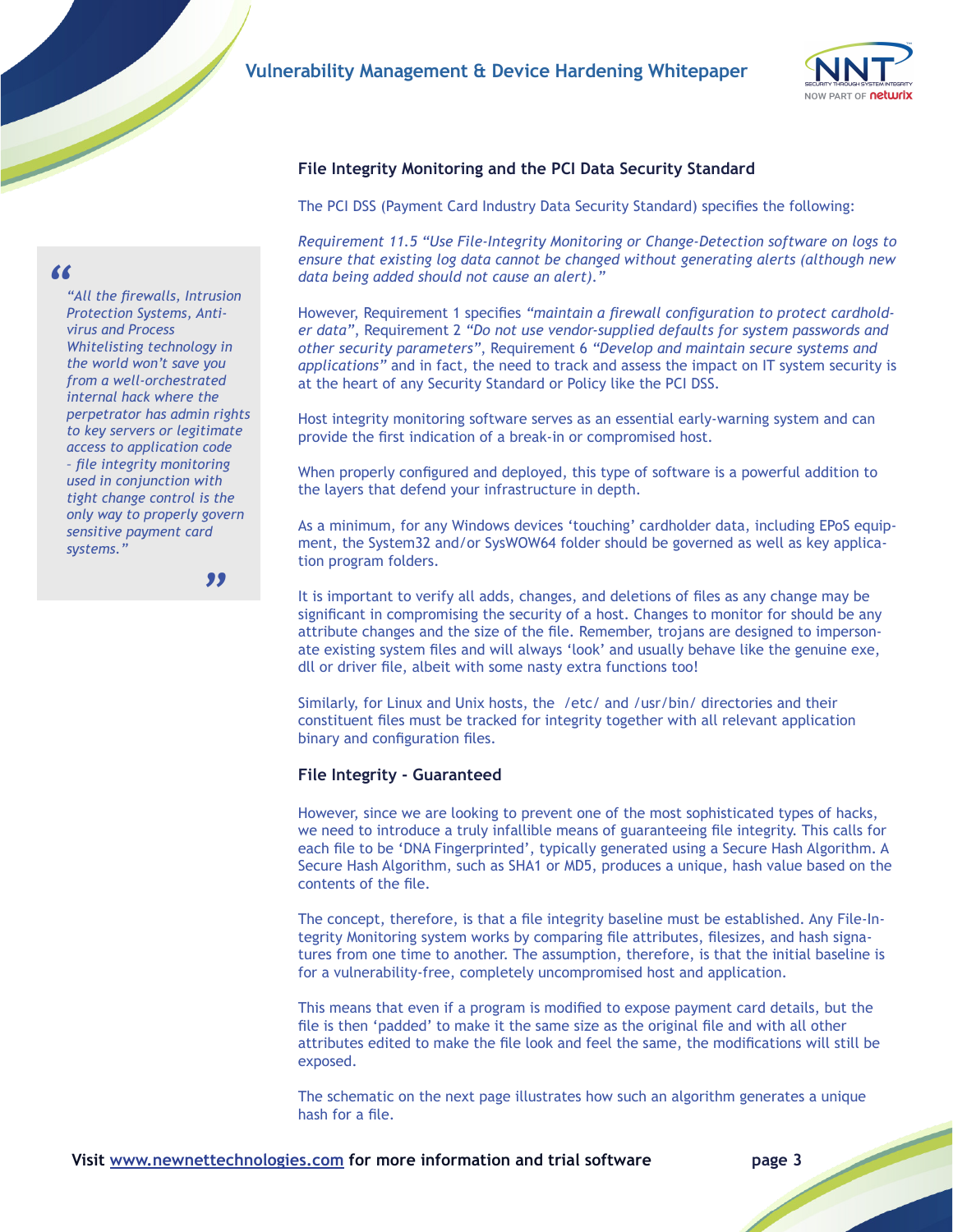## File Integrity Monitoring and the PCI Data Security Standard

The PCI DSS (Payment Card Industry Data Security Standard) specifies the following:

*Requirement 11.5 "Use File-Integrity Monitoring or Change-Detection software on logs to ensure that existing log data cannot be changed without generating alerts (although new data being added should not cause an alert)."*

However, Requirement 1 specifies *"maintain a firewall configuration to protect cardholder data"*, Requirement 2 *"Do not use vendor-supplied defaults for system passwords and other security parameters"*, Requirement 6 *"Develop and maintain secure systems and applications"* and in fact, the need to track and assess the impact on IT system security is at the heart of any Security Standard or Policy like the PCI DSS.

> *"All the firewalls, Intrusion Protection Systems, Anti-virus and Process Whitelisting technology in the world won't save you from a well-orchestrated internal hack where the perpetrator has admin rights to key servers or legitimate access to application code - file integrity monitoring used in conjunction with tight change control is the only way to properly govern sensitive payment card systems."*

Host integrity monitoring software serves as an essential early-warning system and can provide the first indication of a break-in or compromised host.

When properly configured and deployed, this type of software is a powerful addition to the layers that defend your infrastructure in depth.

As a minimum, for any Windows devices 'touching' cardholder data, including EPoS equipment, the System32 and/or SysWOW64 folder should be governed as well as key application program folders.

It is important to verify all adds, changes, and deletions of files as any change may be significant in compromising the security of a host. Changes to monitor for should be any attribute changes and the size of the file. Remember, trojans are designed to impersonate existing system files and will always 'look' and usually behave like the genuine exe, dll or driver file, albeit with some nasty extra functions too!

Similarly, for Linux and Unix hosts, the /etc/ and /usr/bin/ directories and their constituent files must be tracked for integrity together with all relevant application binary and configuration files.

### File Integrity - Guaranteed

However, since we are looking to prevent one of the most sophisticated types of hacks, we need to introduce a truly infallible means of guaranteeing file integrity. This calls for each file to be 'DNA Fingerprinted', typically generated using a Secure Hash Algorithm. A Secure Hash Algorithm, such as SHA1 or MD5, produces a unique, hash value based on the contents of the file.

The concept, therefore, is that a file integrity baseline must be established. Any File-Integrity Monitoring system works by comparing file attributes, filesizes, and hash signatures from one time to another. The assumption, therefore, is that the initial baseline is for a vulnerability-free, completely uncompromised host and application.

This means that even if a program is modified to expose payment card details, but the file is then 'padded' to make it the same size as the original file and with all other attributes edited to make the file look and feel the same, the modifications will still be exposed.

The schematic on the next page illustrates how such an algorithm generates a unique hash for a file.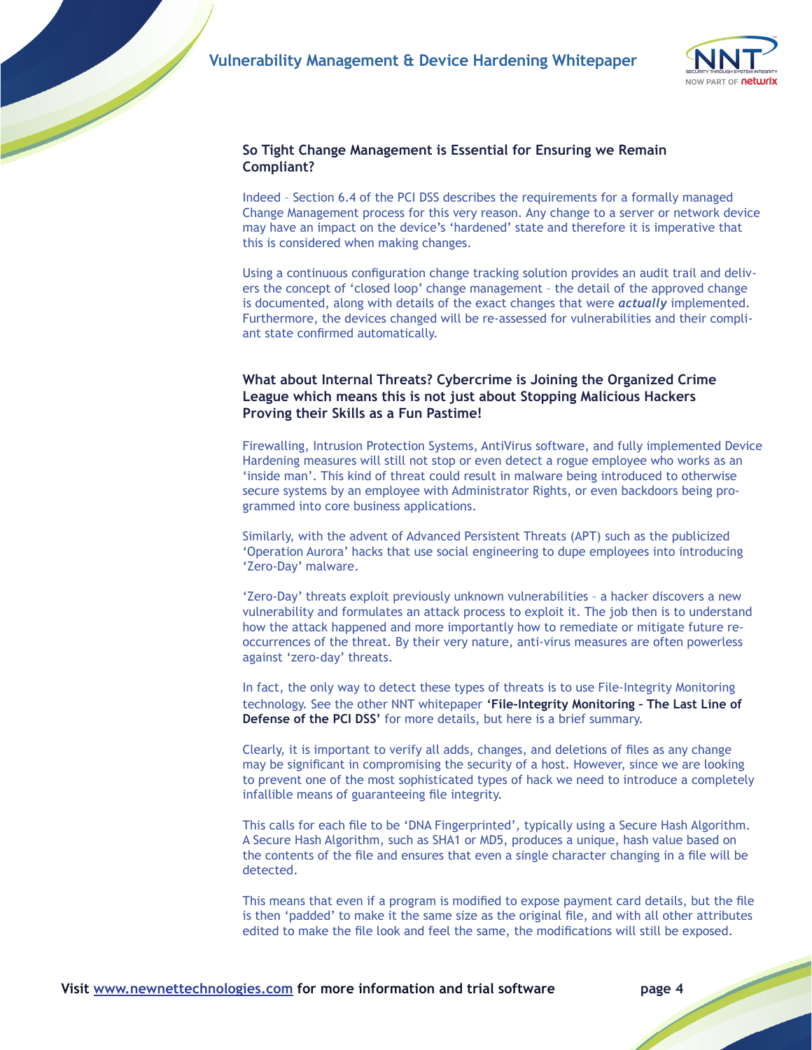## So Tight Change Management is Essential for Ensuring we Remain Compliant?

Indeed – Section 6.4 of the PCI DSS describes the requirements for a formally managed Change Management process for this very reason. Any change to a server or network device may have an impact on the device's 'hardened' state and therefore it is imperative that this is considered when making changes.

Using a continuous configuration change tracking solution provides an audit trail and delivers the concept of 'closed loop' change management – the detail of the approved change is documented, along with details of the exact changes that were ***actually*** implemented. Furthermore, the devices changed will be re-assessed for vulnerabilities and their compliant state confirmed automatically.

## What about Internal Threats? Cybercrime is Joining the Organized Crime League which means this is not just about Stopping Malicious Hackers Proving their Skills as a Fun Pastime!

Firewalling, Intrusion Protection Systems, AntiVirus software, and fully implemented Device Hardening measures will still not stop or even detect a rogue employee who works as an 'inside man'. This kind of threat could result in malware being introduced to otherwise secure systems by an employee with Administrator Rights, or even backdoors being programmed into core business applications.

Similarly, with the advent of Advanced Persistent Threats (APT) such as the publicized 'Operation Aurora' hacks that use social engineering to dupe employees into introducing 'Zero-Day' malware.

'Zero-Day' threats exploit previously unknown vulnerabilities – a hacker discovers a new vulnerability and formulates an attack process to exploit it. The job then is to understand how the attack happened and more importantly how to remediate or mitigate future re-occurrences of the threat. By their very nature, anti-virus measures are often powerless against 'zero-day' threats.

In fact, the only way to detect these types of threats is to use File-Integrity Monitoring technology. See the other NNT whitepaper **'File-Integrity Monitoring – The Last Line of Defense of the PCI DSS'** for more details, but here is a brief summary.

Clearly, it is important to verify all adds, changes, and deletions of files as any change may be significant in compromising the security of a host. However, since we are looking to prevent one of the most sophisticated types of hack we need to introduce a completely infallible means of guaranteeing file integrity.

This calls for each file to be 'DNA Fingerprinted', typically using a Secure Hash Algorithm. A Secure Hash Algorithm, such as SHA1 or MD5, produces a unique, hash value based on the contents of the file and ensures that even a single character changing in a file will be detected.

This means that even if a program is modified to expose payment card details, but the file is then 'padded' to make it the same size as the original file, and with all other attributes edited to make the file look and feel the same, the modifications will still be exposed.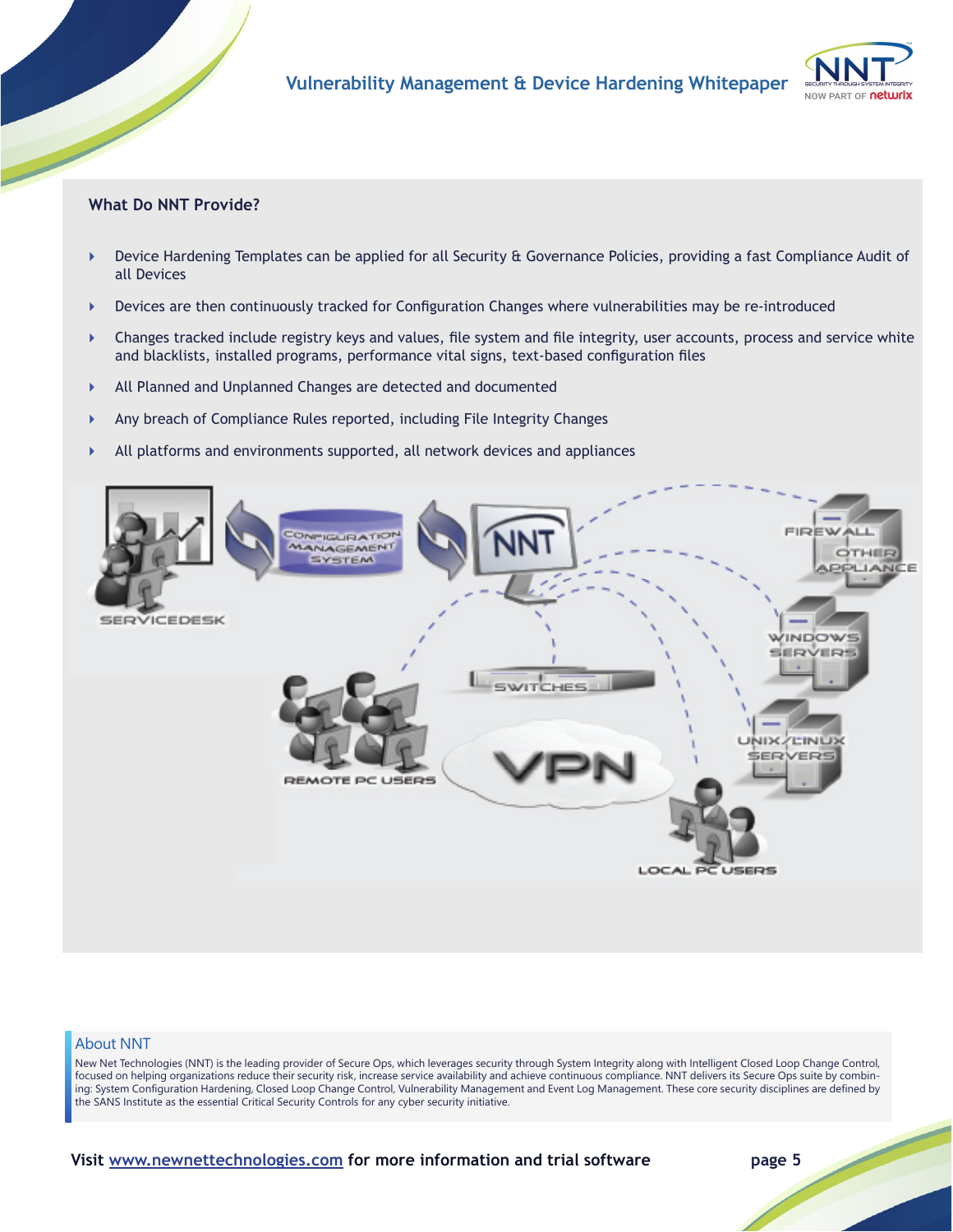## What Do NNT Provide?

- Device Hardening Templates can be applied for all Security & Governance Policies, providing a fast Compliance Audit of all Devices
- Devices are then continuously tracked for Configuration Changes where vulnerabilities may be re-introduced
- Changes tracked include registry keys and values, file system and file integrity, user accounts, process and service white and blacklists, installed programs, performance vital signs, text-based configuration files
- All Planned and Unplanned Changes are detected and documented
- Any breach of Compliance Rules reported, including File Integrity Changes
- All platforms and environments supported, all network devices and appliances

SERVICEDESK
CONFIGURATION MANAGEMENT SYSTEM
NNT
FIREWALL
OTHER APPLIANCE
WINDOWS SERVERS
SWITCHES
REMOTE PC USERS
VPN
UNIX/LINUX SERVERS
LOCAL PC USERS

### About NNT

New Net Technologies (NNT) is the leading provider of Secure Ops, which leverages security through System Integrity along with Intelligent Closed Loop Change Control, focused on helping organizations reduce their security risk, increase service availability and achieve continuous compliance. NNT delivers its Secure Ops suite by combining: System Configuration Hardening, Closed Loop Change Control, Vulnerability Management and Event Log Management. These core security disciplines are defined by the SANS Institute as the essential Critical Security Controls for any cyber security initiative.

**Visit www.newnettechnologies.com for more information and trial software**